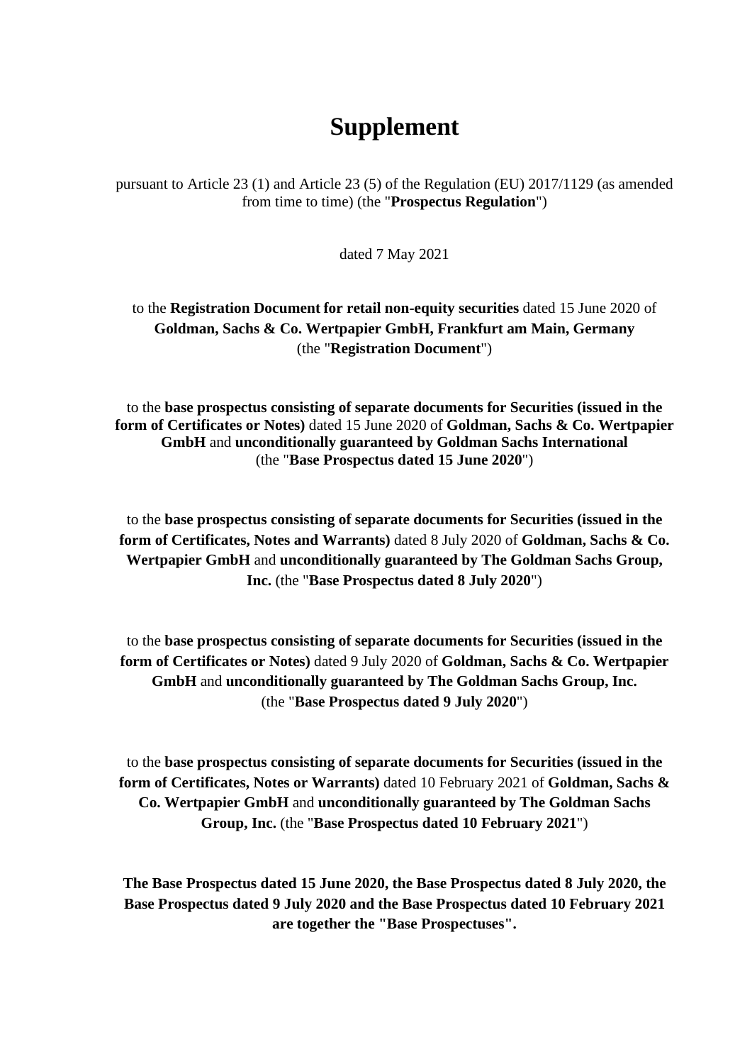# Supplement

pursuant to Article 23 (1) and Article 23 (5) of the Regulation (EU) 2017/1129 (as amended from time to time) (the "**Prospectus Regulation**")

dated 7 May 2021

to the **Registration Document for retail non-equity securities** dated 15 June 2020 of **Goldman, Sachs & Co. Wertpapier GmbH, Frankfurt am Main, Germany** (the "**Registration Document**")

to the **base prospectus consisting of separate documents for Securities (issued in the form of Certificates or Notes)** dated 15 June 2020 of **Goldman, Sachs & Co. Wertpapier GmbH** and **unconditionally guaranteed by Goldman Sachs International** (the "**Base Prospectus dated 15 June 2020**")

to the **base prospectus consisting of separate documents for Securities (issued in the form of Certificates, Notes and Warrants)** dated 8 July 2020 of **Goldman, Sachs & Co. Wertpapier GmbH** and **unconditionally guaranteed by The Goldman Sachs Group, Inc.** (the "**Base Prospectus dated 8 July 2020**")

to the **base prospectus consisting of separate documents for Securities (issued in the form of Certificates or Notes)** dated 9 July 2020 of **Goldman, Sachs & Co. Wertpapier GmbH** and **unconditionally guaranteed by The Goldman Sachs Group, Inc.** (the "**Base Prospectus dated 9 July 2020**")

to the **base prospectus consisting of separate documents for Securities (issued in the form of Certificates, Notes or Warrants)** dated 10 February 2021 of **Goldman, Sachs & Co. Wertpapier GmbH** and **unconditionally guaranteed by The Goldman Sachs Group, Inc.** (the "**Base Prospectus dated 10 February 2021**")

**The Base Prospectus dated 15 June 2020, the Base Prospectus dated 8 July 2020, the Base Prospectus dated 9 July 2020 and the Base Prospectus dated 10 February 2021 are together the "Base Prospectuses".**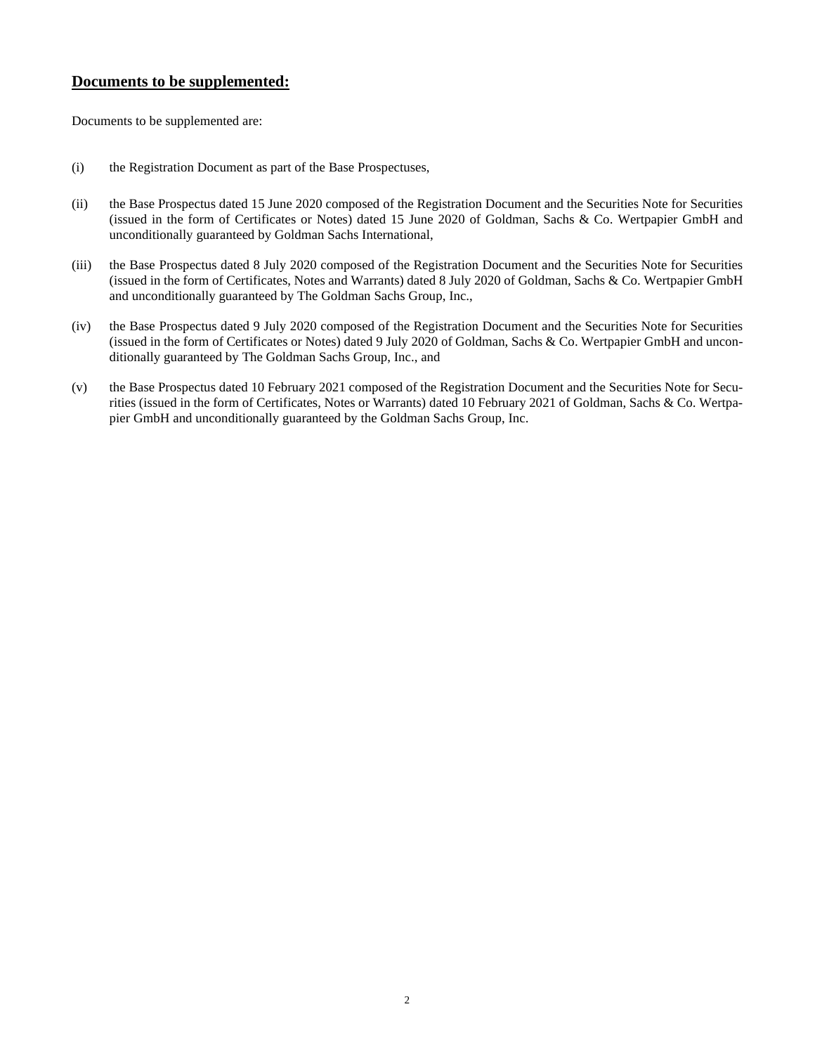## **Documents to be supplemented:**

Documents to be supplemented are:

(i) the Registration Document as part of the Base Prospectuses,

(ii) the Base Prospectus dated 15 June 2020 composed of the Registration Document and the Securities Note for Securities (issued in the form of Certificates or Notes) dated 15 June 2020 of Goldman, Sachs & Co. Wertpapier GmbH and unconditionally guaranteed by Goldman Sachs International,

(iii) the Base Prospectus dated 8 July 2020 composed of the Registration Document and the Securities Note for Securities (issued in the form of Certificates, Notes and Warrants) dated 8 July 2020 of Goldman, Sachs & Co. Wertpapier GmbH and unconditionally guaranteed by The Goldman Sachs Group, Inc.,

(iv) the Base Prospectus dated 9 July 2020 composed of the Registration Document and the Securities Note for Securities (issued in the form of Certificates or Notes) dated 9 July 2020 of Goldman, Sachs & Co. Wertpapier GmbH and unconditionally guaranteed by The Goldman Sachs Group, Inc., and

(v) the Base Prospectus dated 10 February 2021 composed of the Registration Document and the Securities Note for Securities (issued in the form of Certificates, Notes or Warrants) dated 10 February 2021 of Goldman, Sachs & Co. Wertpapier GmbH and unconditionally guaranteed by the Goldman Sachs Group, Inc.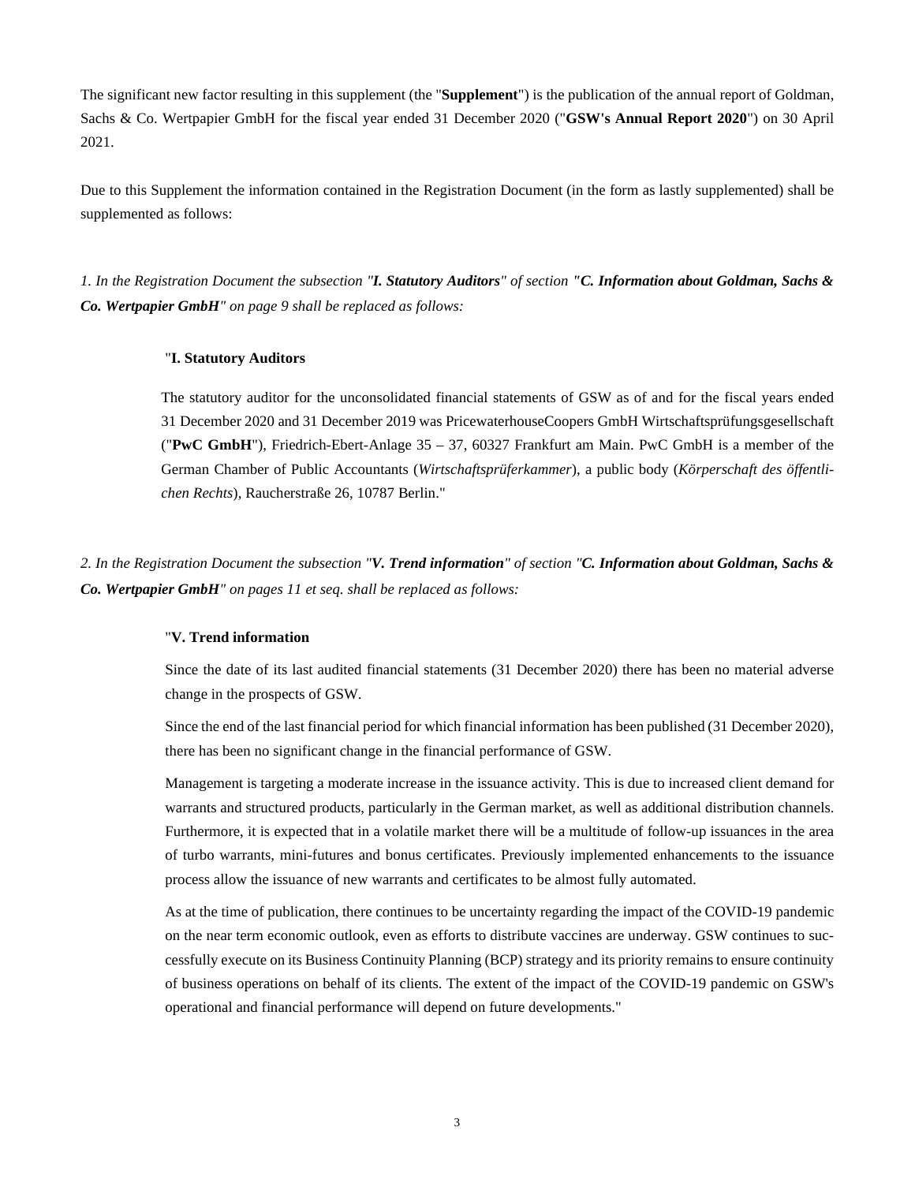The significant new factor resulting in this supplement (the "**Supplement**") is the publication of the annual report of Goldman, Sachs & Co. Wertpapier GmbH for the fiscal year ended 31 December 2020 ("**GSW's Annual Report 2020**") on 30 April 2021.

Due to this Supplement the information contained in the Registration Document (in the form as lastly supplemented) shall be supplemented as follows:

*1. In the Registration Document the subsection "**I. Statutory Auditors**" of section "**C. Information about Goldman, Sachs & Co. Wertpapier GmbH**" on page 9 shall be replaced as follows:*

> "**I. Statutory Auditors**
>
> The statutory auditor for the unconsolidated financial statements of GSW as of and for the fiscal years ended 31 December 2020 and 31 December 2019 was PricewaterhouseCoopers GmbH Wirtschaftsprüfungsgesellschaft ("**PwC GmbH**"), Friedrich-Ebert-Anlage 35 – 37, 60327 Frankfurt am Main. PwC GmbH is a member of the German Chamber of Public Accountants (*Wirtschaftsprüferkammer*), a public body (*Körperschaft des öffentlichen Rechts*), Rauchersträße 26, 10787 Berlin."

*2. In the Registration Document the subsection "**V. Trend information**" of section "**C. Information about Goldman, Sachs & Co. Wertpapier GmbH**" on pages 11 et seq. shall be replaced as follows:*

> "**V. Trend information**
>
> Since the date of its last audited financial statements (31 December 2020) there has been no material adverse change in the prospects of GSW.
>
> Since the end of the last financial period for which financial information has been published (31 December 2020), there has been no significant change in the financial performance of GSW.
>
> Management is targeting a moderate increase in the issuance activity. This is due to increased client demand for warrants and structured products, particularly in the German market, as well as additional distribution channels. Furthermore, it is expected that in a volatile market there will be a multitude of follow-up issuances in the area of turbo warrants, mini-futures and bonus certificates. Previously implemented enhancements to the issuance process allow the issuance of new warrants and certificates to be almost fully automated.
>
> As at the time of publication, there continues to be uncertainty regarding the impact of the COVID-19 pandemic on the near term economic outlook, even as efforts to distribute vaccines are underway. GSW continues to successfully execute on its Business Continuity Planning (BCP) strategy and its priority remains to ensure continuity of business operations on behalf of its clients. The extent of the impact of the COVID-19 pandemic on GSW's operational and financial performance will depend on future developments."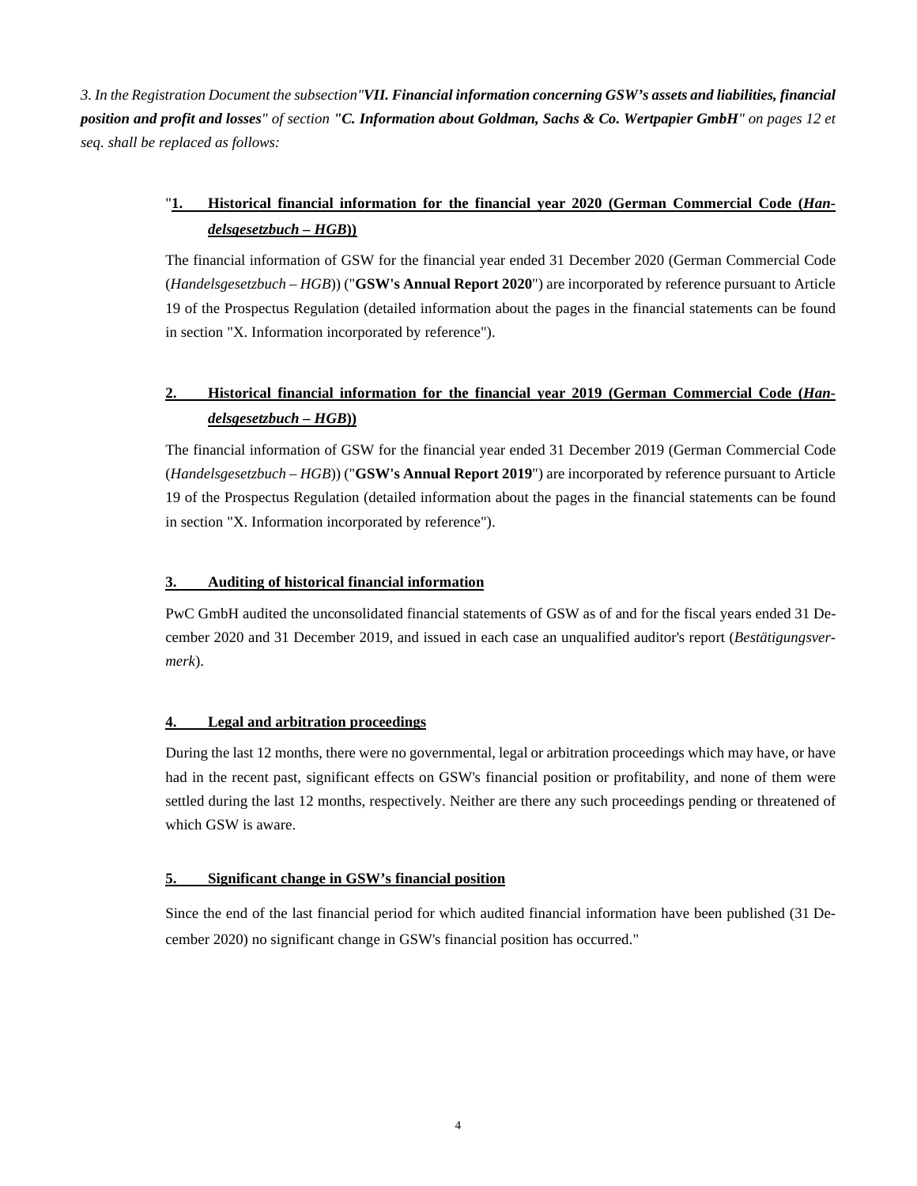*3. In the Registration Document the subsection"**VII. Financial information concerning GSW's assets and liabilities, financial position and profit and losses**" of section **"C. Information about Goldman, Sachs & Co. Wertpapier GmbH"** on pages 12 et seq. shall be replaced as follows:*

"**<u>1. Historical financial information for the financial year 2020 (German Commercial Code (*Handelsgesetzbuch – HGB*))</u>**

The financial information of GSW for the financial year ended 31 December 2020 (German Commercial Code (*Handelsgesetzbuch – HGB*)) ("**GSW's Annual Report 2020**") are incorporated by reference pursuant to Article 19 of the Prospectus Regulation (detailed information about the pages in the financial statements can be found in section "X. Information incorporated by reference").

**<u>2. Historical financial information for the financial year 2019 (German Commercial Code (*Handelsgesetzbuch – HGB*))</u>**

The financial information of GSW for the financial year ended 31 December 2019 (German Commercial Code (*Handelsgesetzbuch – HGB*)) ("**GSW's Annual Report 2019**") are incorporated by reference pursuant to Article 19 of the Prospectus Regulation (detailed information about the pages in the financial statements can be found in section "X. Information incorporated by reference").

**<u>3. Auditing of historical financial information</u>**

PwC GmbH audited the unconsolidated financial statements of GSW as of and for the fiscal years ended 31 December 2020 and 31 December 2019, and issued in each case an unqualified auditor's report (*Bestätigungsvermerk*).

**<u>4. Legal and arbitration proceedings</u>**

During the last 12 months, there were no governmental, legal or arbitration proceedings which may have, or have had in the recent past, significant effects on GSW's financial position or profitability, and none of them were settled during the last 12 months, respectively. Neither are there any such proceedings pending or threatened of which GSW is aware.

**<u>5. Significant change in GSW's financial position</u>**

Since the end of the last financial period for which audited financial information have been published (31 December 2020) no significant change in GSW's financial position has occurred."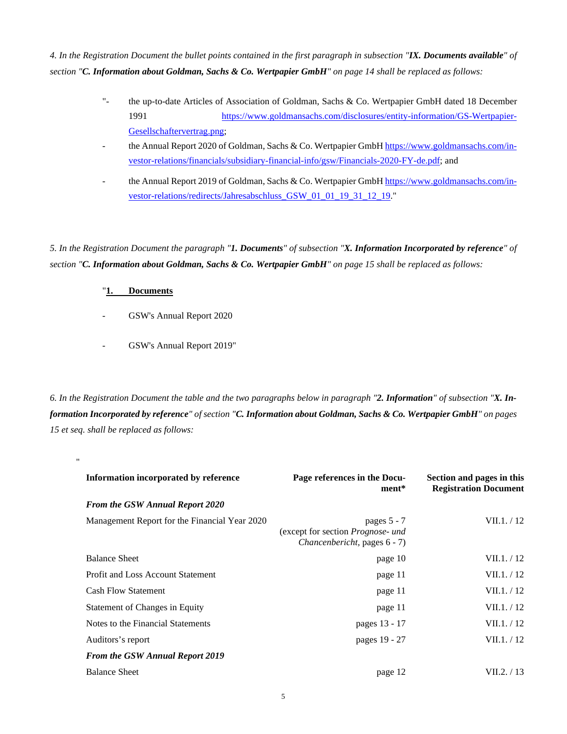*4. In the Registration Document the bullet points contained in the first paragraph in subsection "**IX. Documents available**" of section "**C. Information about Goldman, Sachs & Co. Wertpapier GmbH**" on page 14 shall be replaced as follows:*

"- the up-to-date Articles of Association of Goldman, Sachs & Co. Wertpapier GmbH dated 18 December 1991 https://www.goldmansachs.com/disclosures/entity-information/GS-Wertpapier-Gesellschaftervertrag.png;

- the Annual Report 2020 of Goldman, Sachs & Co. Wertpapier GmbH https://www.goldmansachs.com/investor-relations/financials/subsidiary-financial-info/gsw/Financials-2020-FY-de.pdf; and

- the Annual Report 2019 of Goldman, Sachs & Co. Wertpapier GmbH https://www.goldmansachs.com/investor-relations/redirects/Jahresabschluss_GSW_01_01_19_31_12_19."

*5. In the Registration Document the paragraph "**1. Documents**" of subsection "**X. Information Incorporated by reference**" of section "**C. Information about Goldman, Sachs & Co. Wertpapier GmbH**" on page 15 shall be replaced as follows:*

"**1. Documents**

- GSW's Annual Report 2020

- GSW's Annual Report 2019"

*6. In the Registration Document the table and the two paragraphs below in paragraph "**2. Information**" of subsection "**X. Information Incorporated by reference**" of section "**C. Information about Goldman, Sachs & Co. Wertpapier GmbH**" on pages 15 et seq. shall be replaced as follows:*

"

| Information incorporated by reference | Page references in the Document* | Section and pages in this Registration Document |
|---|---|---|
| ***From the GSW Annual Report 2020*** | | |
| Management Report for the Financial Year 2020 | pages 5 - 7 (except for section *Prognose- und Chancenbericht*, pages 6 - 7) | VII.1. / 12 |
| Balance Sheet | page 10 | VII.1. / 12 |
| Profit and Loss Account Statement | page 11 | VII.1. / 12 |
| Cash Flow Statement | page 11 | VII.1. / 12 |
| Statement of Changes in Equity | page 11 | VII.1. / 12 |
| Notes to the Financial Statements | pages 13 - 17 | VII.1. / 12 |
| Auditors's report | pages 19 - 27 | VII.1. / 12 |
| ***From the GSW Annual Report 2019*** | | |
| Balance Sheet | page 12 | VII.2. / 13 |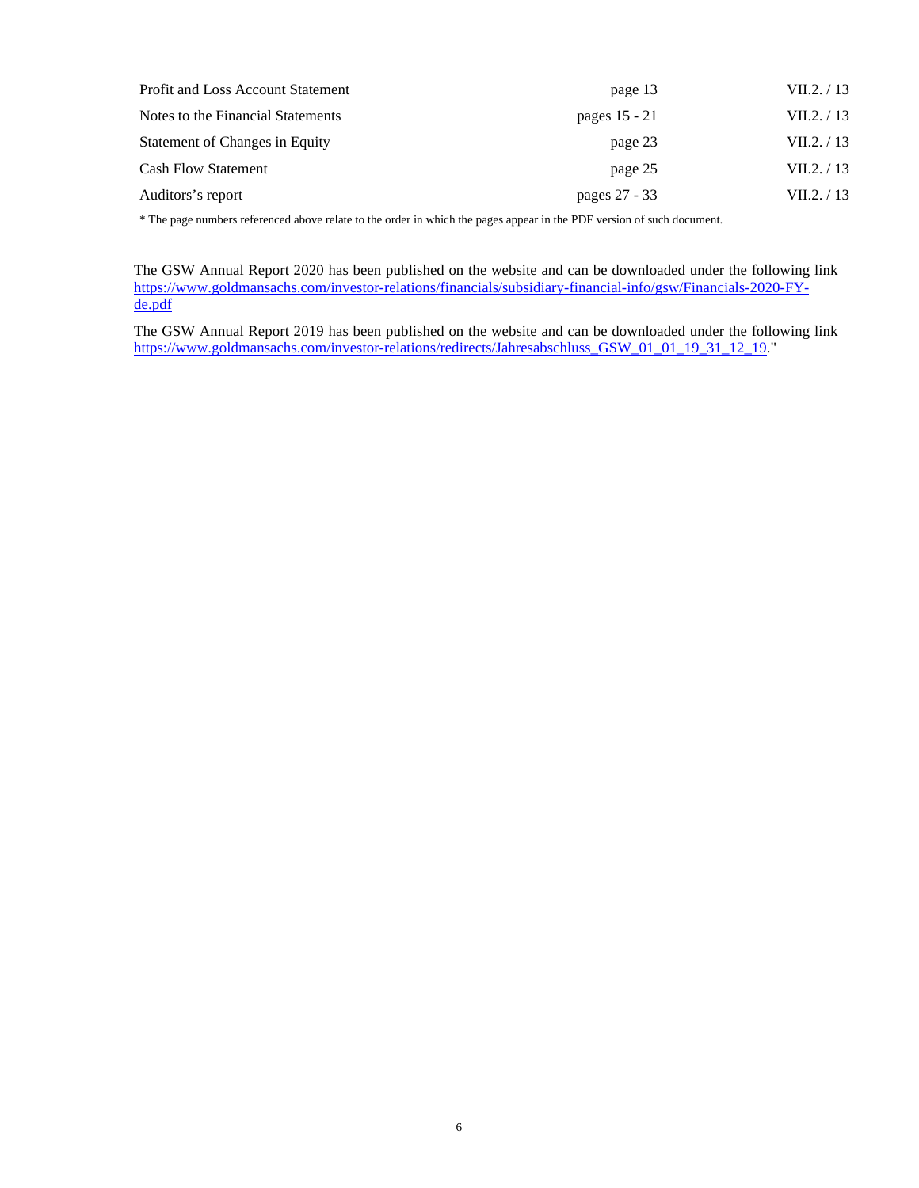| | | |
|---|---|---|
| Profit and Loss Account Statement | page 13 | VII.2. / 13 |
| Notes to the Financial Statements | pages 15 - 21 | VII.2. / 13 |
| Statement of Changes in Equity | page 23 | VII.2. / 13 |
| Cash Flow Statement | page 25 | VII.2. / 13 |
| Auditors's report | pages 27 - 33 | VII.2. / 13 |

* The page numbers referenced above relate to the order in which the pages appear in the PDF version of such document.

The GSW Annual Report 2020 has been published on the website and can be downloaded under the following link https://www.goldmansachs.com/investor-relations/financials/subsidiary-financial-info/gsw/Financials-2020-FY-de.pdf

The GSW Annual Report 2019 has been published on the website and can be downloaded under the following link https://www.goldmansachs.com/investor-relations/redirects/Jahresabschluss_GSW_01_01_19_31_12_19."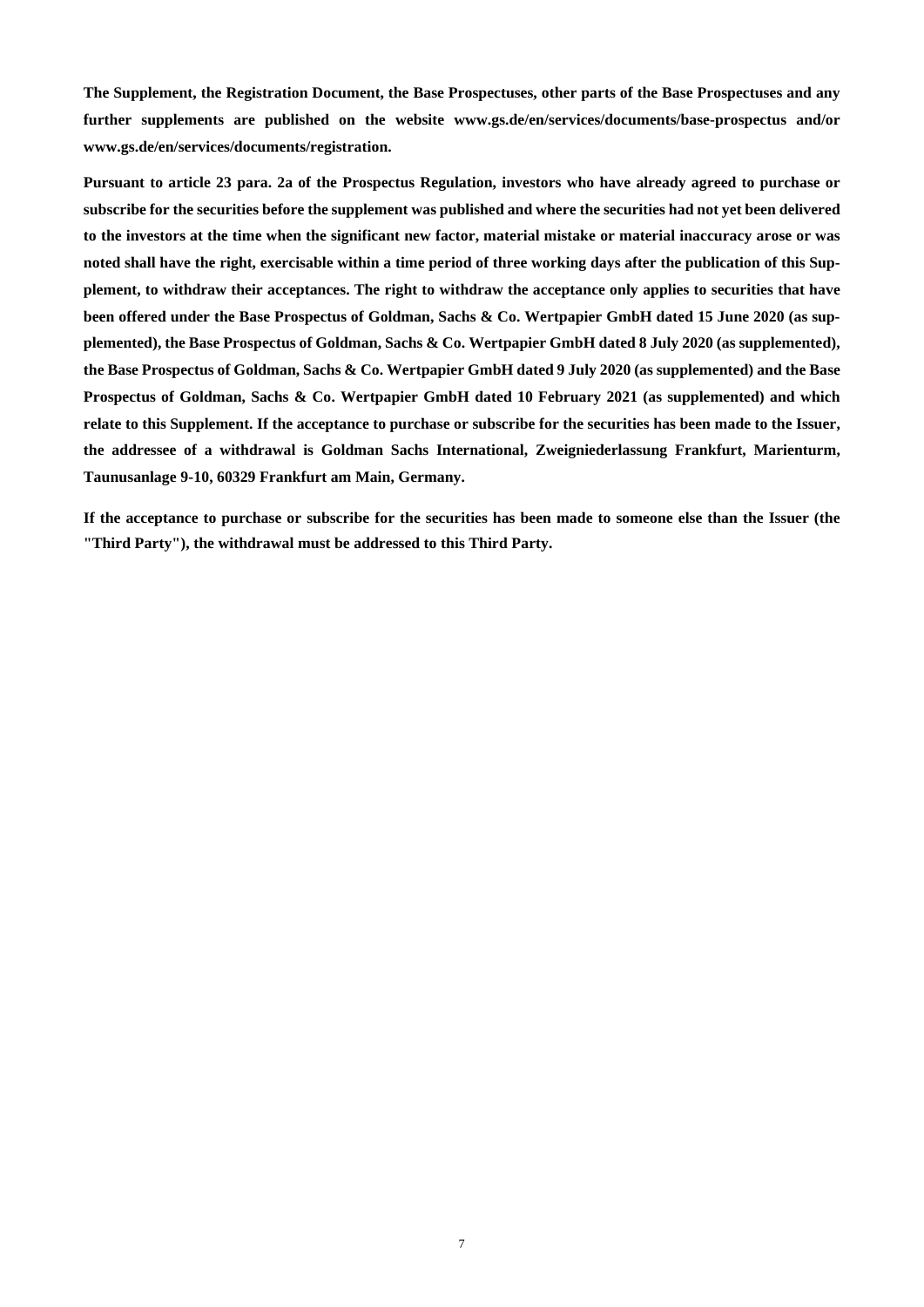**The Supplement, the Registration Document, the Base Prospectuses, other parts of the Base Prospectuses and any further supplements are published on the website www.gs.de/en/services/documents/base-prospectus and/or www.gs.de/en/services/documents/registration.**

**Pursuant to article 23 para. 2a of the Prospectus Regulation, investors who have already agreed to purchase or subscribe for the securities before the supplement was published and where the securities had not yet been delivered to the investors at the time when the significant new factor, material mistake or material inaccuracy arose or was noted shall have the right, exercisable within a time period of three working days after the publication of this Supplement, to withdraw their acceptances. The right to withdraw the acceptance only applies to securities that have been offered under the Base Prospectus of Goldman, Sachs & Co. Wertpapier GmbH dated 15 June 2020 (as supplemented), the Base Prospectus of Goldman, Sachs & Co. Wertpapier GmbH dated 8 July 2020 (as supplemented), the Base Prospectus of Goldman, Sachs & Co. Wertpapier GmbH dated 9 July 2020 (as supplemented) and the Base Prospectus of Goldman, Sachs & Co. Wertpapier GmbH dated 10 February 2021 (as supplemented) and which relate to this Supplement. If the acceptance to purchase or subscribe for the securities has been made to the Issuer, the addressee of a withdrawal is Goldman Sachs International, Zweigniederlassung Frankfurt, Marienturm, Taunusanlage 9-10, 60329 Frankfurt am Main, Germany.**

**If the acceptance to purchase or subscribe for the securities has been made to someone else than the Issuer (the "Third Party"), the withdrawal must be addressed to this Third Party.**